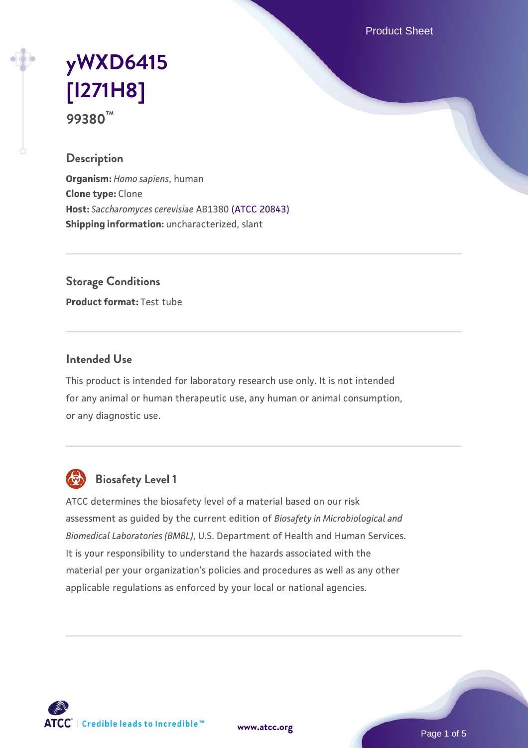# yWXD6415 [I271H8]

**99380™**

## Description

**Organism:** *Homo sapiens*, human
**Clone type:** Clone
**Host:** *Saccharomyces cerevisiae* AB1380 (ATCC 20843)
**Shipping information:** uncharacterized, slant

## Storage Conditions

**Product format:** Test tube

## Intended Use

This product is intended for laboratory research use only. It is not intended for any animal or human therapeutic use, any human or animal consumption, or any diagnostic use.

## Biosafety Level 1

ATCC determines the biosafety level of a material based on our risk assessment as guided by the current edition of *Biosafety in Microbiological and Biomedical Laboratories (BMBL)*, U.S. Department of Health and Human Services. It is your responsibility to understand the hazards associated with the material per your organization's policies and procedures as well as any other applicable regulations as enforced by your local or national agencies.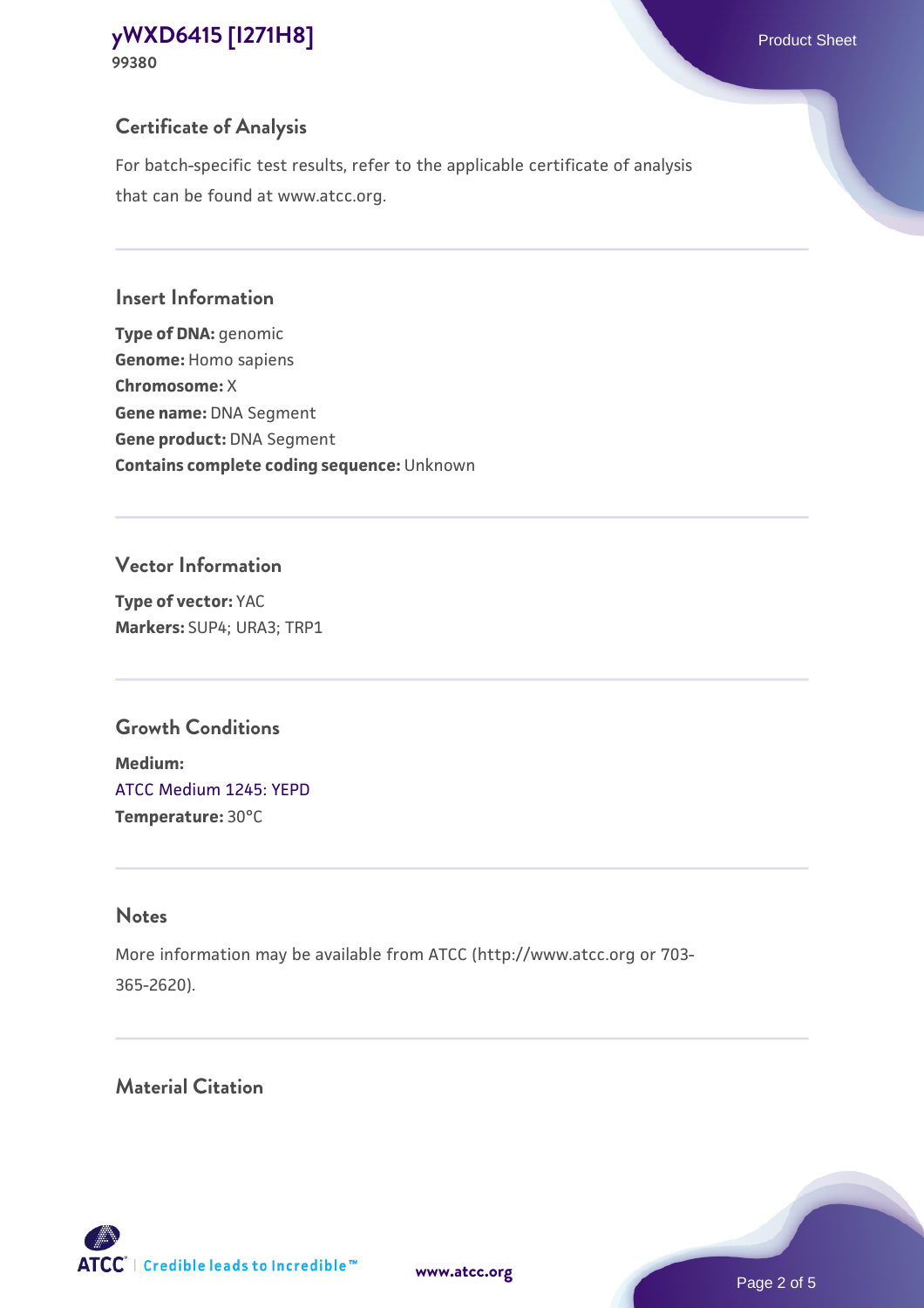## Certificate of Analysis

For batch-specific test results, refer to the applicable certificate of analysis that can be found at www.atcc.org.

## Insert Information

**Type of DNA:** genomic
**Genome:** Homo sapiens
**Chromosome:** X
**Gene name:** DNA Segment
**Gene product:** DNA Segment
**Contains complete coding sequence:** Unknown

## Vector Information

**Type of vector:** YAC
**Markers:** SUP4; URA3; TRP1

## Growth Conditions

**Medium:**
ATCC Medium 1245: YEPD
**Temperature:** 30°C

## Notes

More information may be available from ATCC (http://www.atcc.org or 703-365-2620).

## Material Citation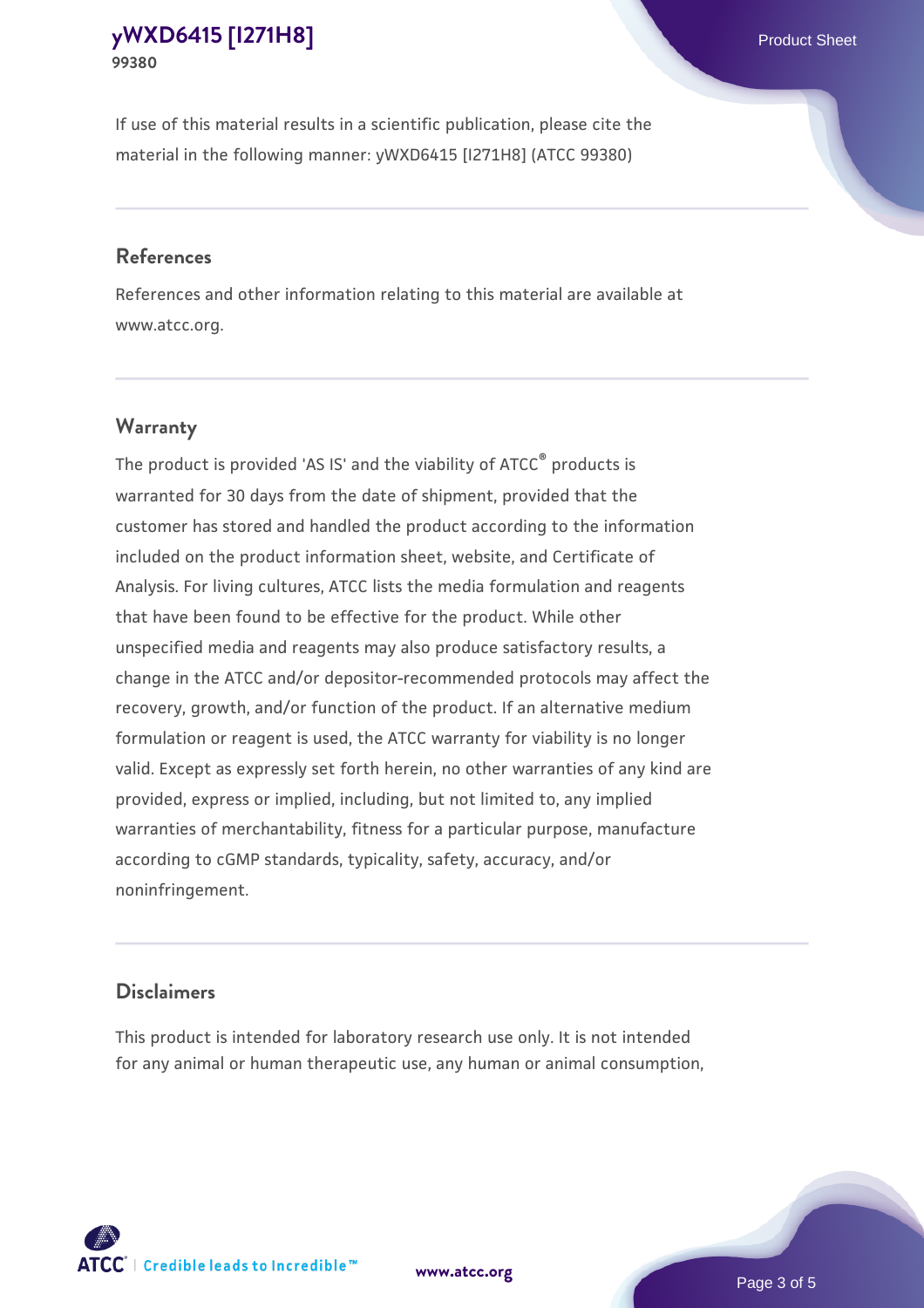If use of this material results in a scientific publication, please cite the material in the following manner: yWXD6415 [I271H8] (ATCC 99380)

## References

References and other information relating to this material are available at www.atcc.org.

## Warranty

The product is provided 'AS IS' and the viability of ATCC® products is warranted for 30 days from the date of shipment, provided that the customer has stored and handled the product according to the information included on the product information sheet, website, and Certificate of Analysis. For living cultures, ATCC lists the media formulation and reagents that have been found to be effective for the product. While other unspecified media and reagents may also produce satisfactory results, a change in the ATCC and/or depositor-recommended protocols may affect the recovery, growth, and/or function of the product. If an alternative medium formulation or reagent is used, the ATCC warranty for viability is no longer valid. Except as expressly set forth herein, no other warranties of any kind are provided, express or implied, including, but not limited to, any implied warranties of merchantability, fitness for a particular purpose, manufacture according to cGMP standards, typicality, safety, accuracy, and/or noninfringement.

## Disclaimers

This product is intended for laboratory research use only. It is not intended for any animal or human therapeutic use, any human or animal consumption,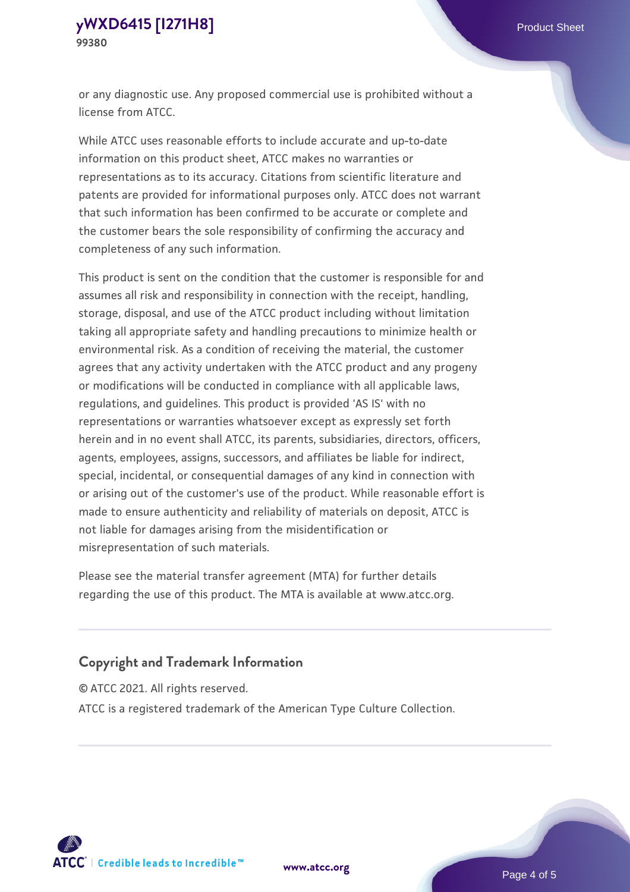or any diagnostic use. Any proposed commercial use is prohibited without a license from ATCC.

While ATCC uses reasonable efforts to include accurate and up-to-date information on this product sheet, ATCC makes no warranties or representations as to its accuracy. Citations from scientific literature and patents are provided for informational purposes only. ATCC does not warrant that such information has been confirmed to be accurate or complete and the customer bears the sole responsibility of confirming the accuracy and completeness of any such information.

This product is sent on the condition that the customer is responsible for and assumes all risk and responsibility in connection with the receipt, handling, storage, disposal, and use of the ATCC product including without limitation taking all appropriate safety and handling precautions to minimize health or environmental risk. As a condition of receiving the material, the customer agrees that any activity undertaken with the ATCC product and any progeny or modifications will be conducted in compliance with all applicable laws, regulations, and guidelines. This product is provided 'AS IS' with no representations or warranties whatsoever except as expressly set forth herein and in no event shall ATCC, its parents, subsidiaries, directors, officers, agents, employees, assigns, successors, and affiliates be liable for indirect, special, incidental, or consequential damages of any kind in connection with or arising out of the customer's use of the product. While reasonable effort is made to ensure authenticity and reliability of materials on deposit, ATCC is not liable for damages arising from the misidentification or misrepresentation of such materials.

Please see the material transfer agreement (MTA) for further details regarding the use of this product. The MTA is available at www.atcc.org.

## Copyright and Trademark Information

© ATCC 2021. All rights reserved.

ATCC is a registered trademark of the American Type Culture Collection.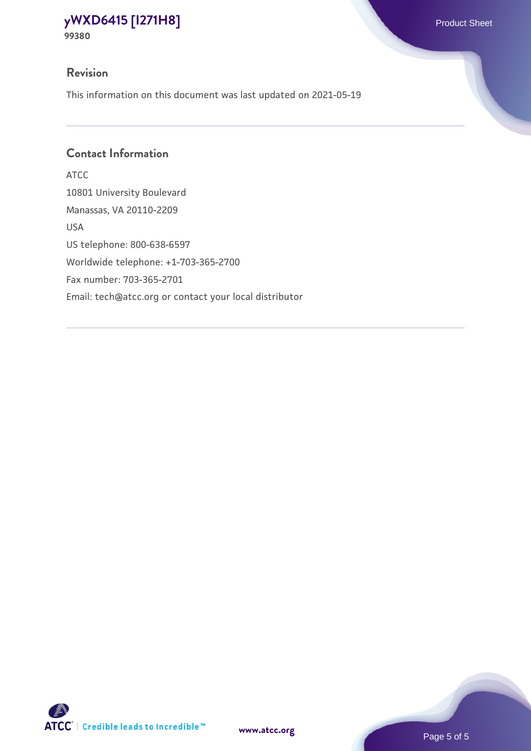## Revision

This information on this document was last updated on 2021-05-19

## Contact Information

ATCC
10801 University Boulevard
Manassas, VA 20110-2209
USA
US telephone: 800-638-6597
Worldwide telephone: +1-703-365-2700
Fax number: 703-365-2701
Email: tech@atcc.org or contact your local distributor